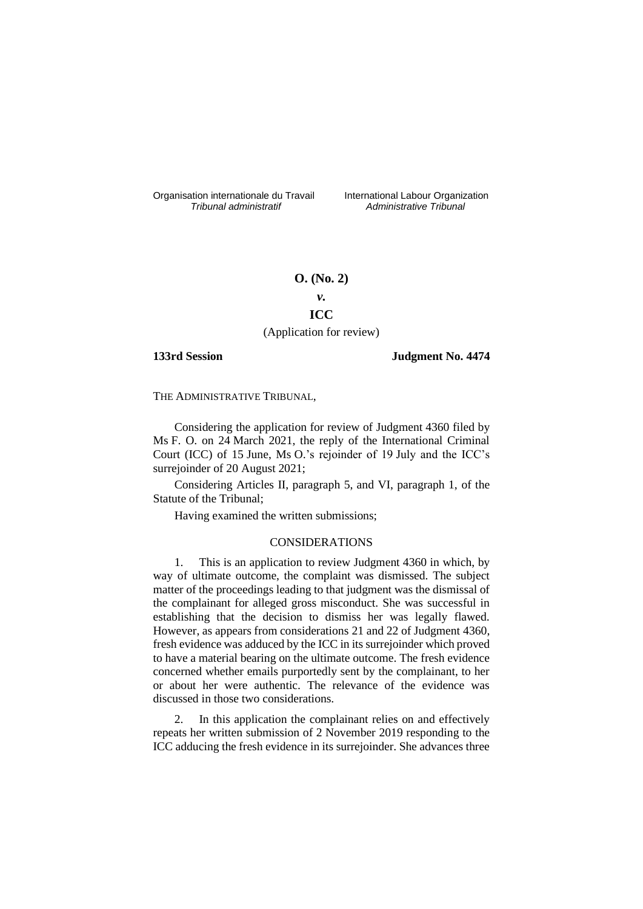Organisation internationale du Travail
*Tribunal administratif*

International Labour Organization
*Administrative Tribunal*

**O. (No. 2)**

***v.***

**ICC**

(Application for review)

**133rd Session** **Judgment No. 4474**

THE ADMINISTRATIVE TRIBUNAL,

Considering the application for review of Judgment 4360 filed by Ms F. O. on 24 March 2021, the reply of the International Criminal Court (ICC) of 15 June, Ms O.'s rejoinder of 19 July and the ICC's surrejoinder of 20 August 2021;

Considering Articles II, paragraph 5, and VI, paragraph 1, of the Statute of the Tribunal;

Having examined the written submissions;

CONSIDERATIONS

1. This is an application to review Judgment 4360 in which, by way of ultimate outcome, the complaint was dismissed. The subject matter of the proceedings leading to that judgment was the dismissal of the complainant for alleged gross misconduct. She was successful in establishing that the decision to dismiss her was legally flawed. However, as appears from considerations 21 and 22 of Judgment 4360, fresh evidence was adduced by the ICC in its surrejoinder which proved to have a material bearing on the ultimate outcome. The fresh evidence concerned whether emails purportedly sent by the complainant, to her or about her were authentic. The relevance of the evidence was discussed in those two considerations.

2. In this application the complainant relies on and effectively repeats her written submission of 2 November 2019 responding to the ICC adducing the fresh evidence in its surrejoinder. She advances three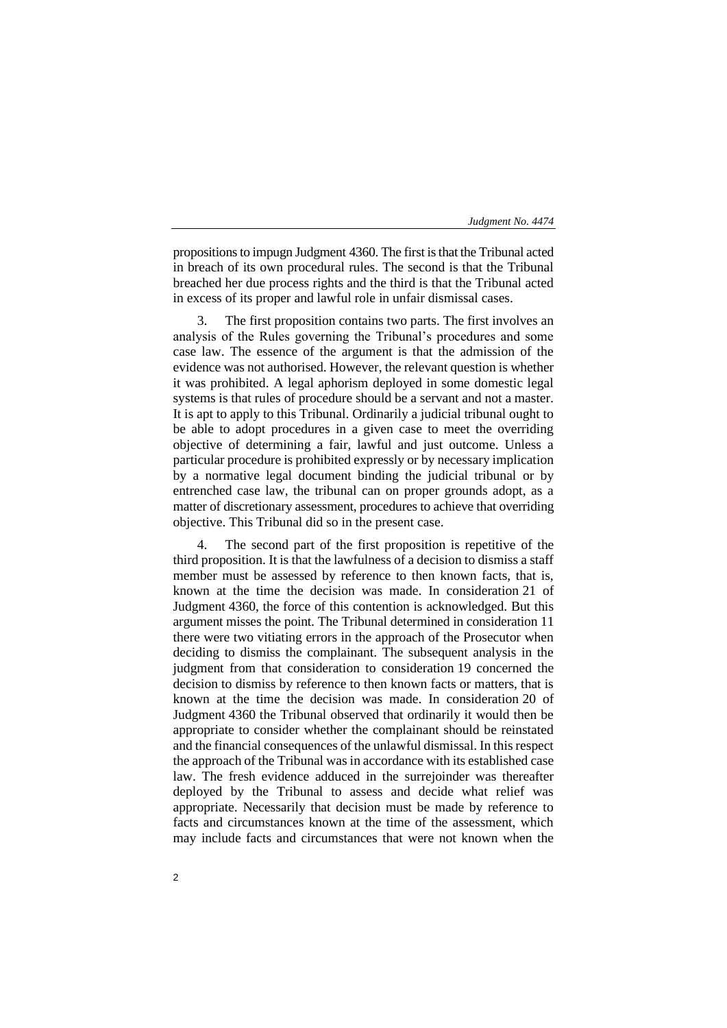propositions to impugn Judgment 4360. The first is that the Tribunal acted in breach of its own procedural rules. The second is that the Tribunal breached her due process rights and the third is that the Tribunal acted in excess of its proper and lawful role in unfair dismissal cases.

3. The first proposition contains two parts. The first involves an analysis of the Rules governing the Tribunal's procedures and some case law. The essence of the argument is that the admission of the evidence was not authorised. However, the relevant question is whether it was prohibited. A legal aphorism deployed in some domestic legal systems is that rules of procedure should be a servant and not a master. It is apt to apply to this Tribunal. Ordinarily a judicial tribunal ought to be able to adopt procedures in a given case to meet the overriding objective of determining a fair, lawful and just outcome. Unless a particular procedure is prohibited expressly or by necessary implication by a normative legal document binding the judicial tribunal or by entrenched case law, the tribunal can on proper grounds adopt, as a matter of discretionary assessment, procedures to achieve that overriding objective. This Tribunal did so in the present case.

4. The second part of the first proposition is repetitive of the third proposition. It is that the lawfulness of a decision to dismiss a staff member must be assessed by reference to then known facts, that is, known at the time the decision was made. In consideration 21 of Judgment 4360, the force of this contention is acknowledged. But this argument misses the point. The Tribunal determined in consideration 11 there were two vitiating errors in the approach of the Prosecutor when deciding to dismiss the complainant. The subsequent analysis in the judgment from that consideration to consideration 19 concerned the decision to dismiss by reference to then known facts or matters, that is known at the time the decision was made. In consideration 20 of Judgment 4360 the Tribunal observed that ordinarily it would then be appropriate to consider whether the complainant should be reinstated and the financial consequences of the unlawful dismissal. In this respect the approach of the Tribunal was in accordance with its established case law. The fresh evidence adduced in the surrejoinder was thereafter deployed by the Tribunal to assess and decide what relief was appropriate. Necessarily that decision must be made by reference to facts and circumstances known at the time of the assessment, which may include facts and circumstances that were not known when the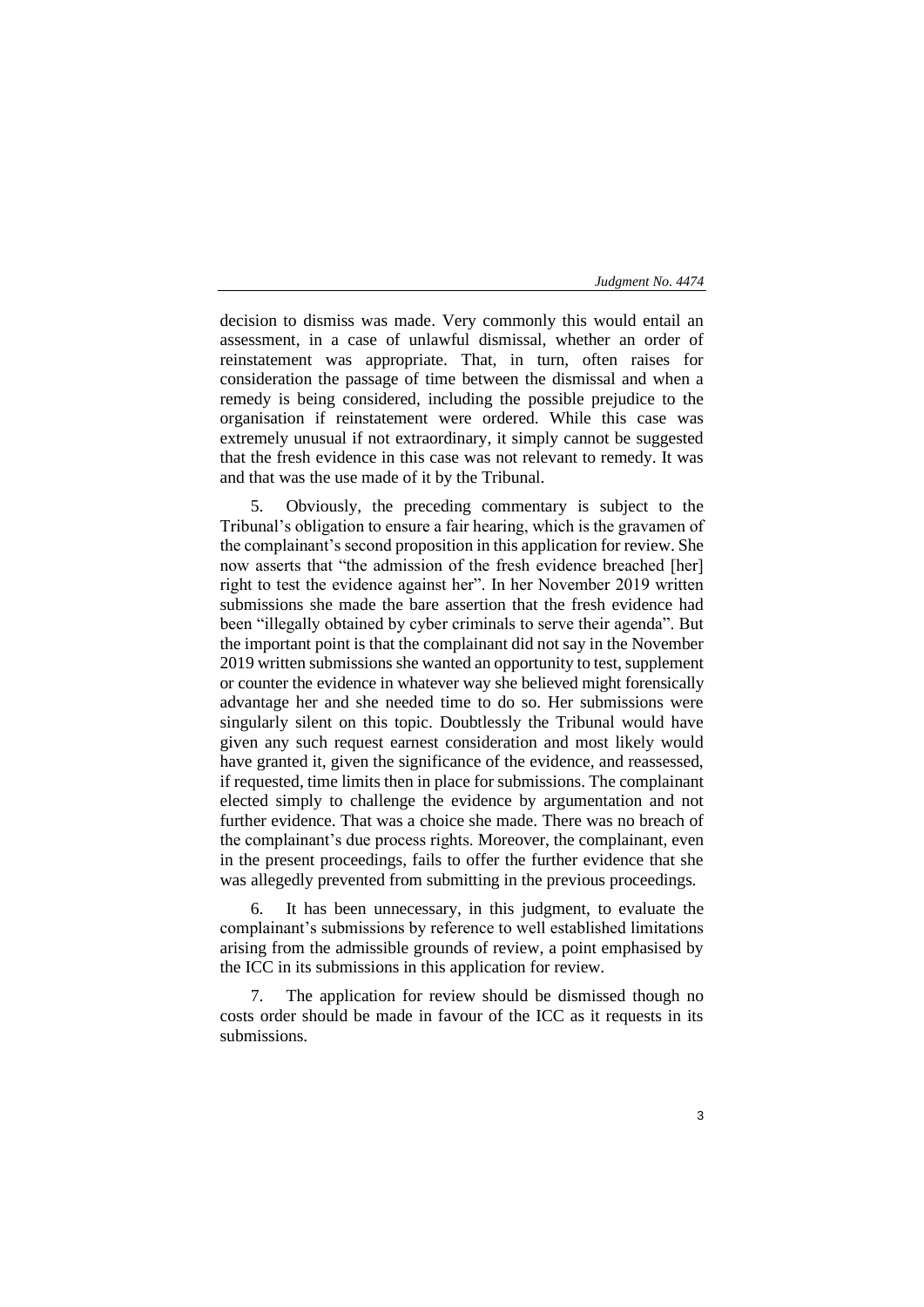decision to dismiss was made. Very commonly this would entail an assessment, in a case of unlawful dismissal, whether an order of reinstatement was appropriate. That, in turn, often raises for consideration the passage of time between the dismissal and when a remedy is being considered, including the possible prejudice to the organisation if reinstatement were ordered. While this case was extremely unusual if not extraordinary, it simply cannot be suggested that the fresh evidence in this case was not relevant to remedy. It was and that was the use made of it by the Tribunal.

5. Obviously, the preceding commentary is subject to the Tribunal's obligation to ensure a fair hearing, which is the gravamen of the complainant's second proposition in this application for review. She now asserts that "the admission of the fresh evidence breached [her] right to test the evidence against her". In her November 2019 written submissions she made the bare assertion that the fresh evidence had been "illegally obtained by cyber criminals to serve their agenda". But the important point is that the complainant did not say in the November 2019 written submissions she wanted an opportunity to test, supplement or counter the evidence in whatever way she believed might forensically advantage her and she needed time to do so. Her submissions were singularly silent on this topic. Doubtlessly the Tribunal would have given any such request earnest consideration and most likely would have granted it, given the significance of the evidence, and reassessed, if requested, time limits then in place for submissions. The complainant elected simply to challenge the evidence by argumentation and not further evidence. That was a choice she made. There was no breach of the complainant's due process rights. Moreover, the complainant, even in the present proceedings, fails to offer the further evidence that she was allegedly prevented from submitting in the previous proceedings.

6. It has been unnecessary, in this judgment, to evaluate the complainant's submissions by reference to well established limitations arising from the admissible grounds of review, a point emphasised by the ICC in its submissions in this application for review.

7. The application for review should be dismissed though no costs order should be made in favour of the ICC as it requests in its submissions.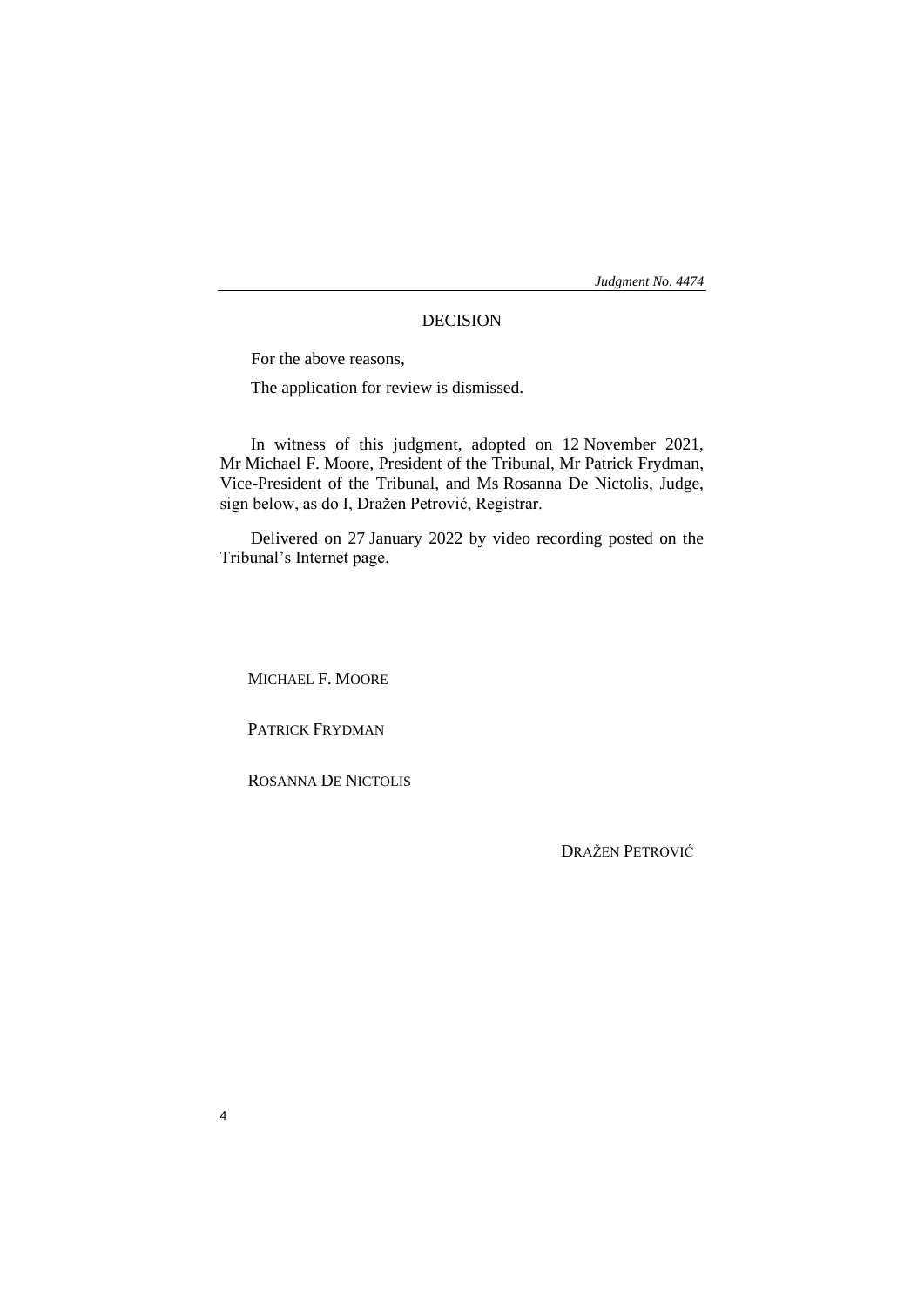## DECISION

For the above reasons,

The application for review is dismissed.

In witness of this judgment, adopted on 12 November 2021, Mr Michael F. Moore, President of the Tribunal, Mr Patrick Frydman, Vice-President of the Tribunal, and Ms Rosanna De Nictolis, Judge, sign below, as do I, Dražen Petrović, Registrar.

Delivered on 27 January 2022 by video recording posted on the Tribunal's Internet page.

MICHAEL F. MOORE

PATRICK FRYDMAN

ROSANNA DE NICTOLIS

DRAŽEN PETROVIĆ